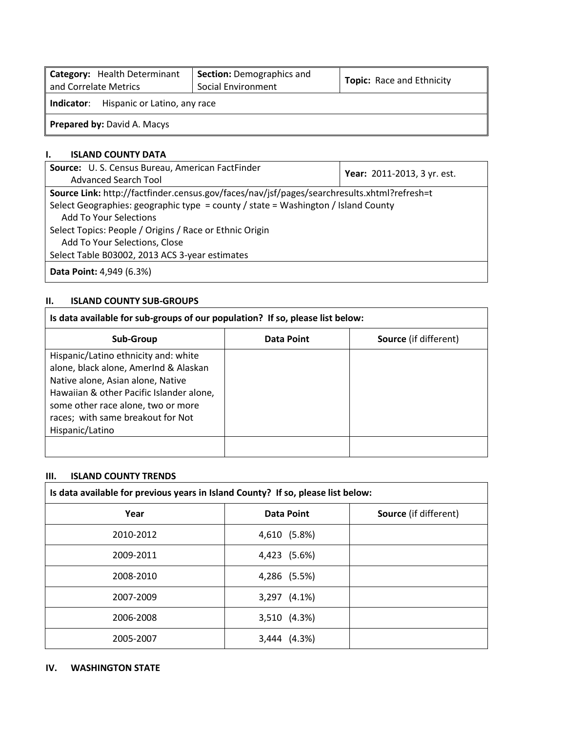| **Category:** Health Determinant and Correlate Metrics | **Section:** Demographics and Social Environment | **Topic:** Race and Ethnicity |
|---|---|---|
| **Indicator**: Hispanic or Latino, any race | | |
| **Prepared by:** David A. Macys | | |

## I. ISLAND COUNTY DATA

| **Source:** U. S. Census Bureau, American FactFinder Advanced Search Tool | **Year:** 2011-2013, 3 yr. est. |
|---|---|
| **Source Link:** http://factfinder.census.gov/faces/nav/jsf/pages/searchresults.xhtml?refresh=t<br>Select Geographies: geographic type = county / state = Washington / Island County<br>Add To Your Selections<br>Select Topics: People / Origins / Race or Ethnic Origin<br>Add To Your Selections, Close<br>Select Table B03002, 2013 ACS 3-year estimates | |
| **Data Point:** 4,949 (6.3%) | |

## II. ISLAND COUNTY SUB-GROUPS

**Is data available for sub-groups of our population? If so, please list below:**

| Sub-Group | Data Point | Source (if different) |
|---|---|---|
| Hispanic/Latino ethnicity and: white alone, black alone, AmerInd & Alaskan Native alone, Asian alone, Native Hawaiian & other Pacific Islander alone, some other race alone, two or more races; with same breakout for Not Hispanic/Latino | | |
| | | |

## III. ISLAND COUNTY TRENDS

**Is data available for previous years in Island County? If so, please list below:**

| Year | Data Point | Source (if different) |
|---|---|---|
| 2010-2012 | 4,610 (5.8%) | |
| 2009-2011 | 4,423 (5.6%) | |
| 2008-2010 | 4,286 (5.5%) | |
| 2007-2009 | 3,297 (4.1%) | |
| 2006-2008 | 3,510 (4.3%) | |
| 2005-2007 | 3,444 (4.3%) | |

## IV. WASHINGTON STATE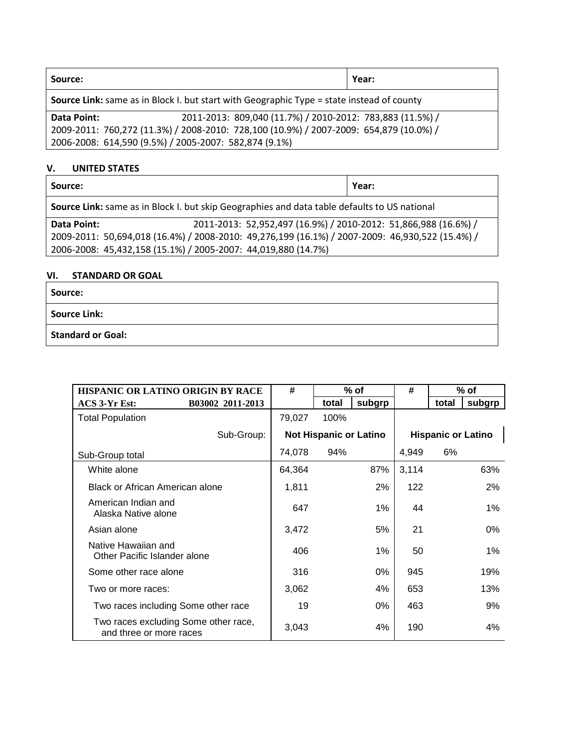| Source: | Year: |
|---|---|
| **Source Link:** same as in Block I. but start with Geographic Type = state instead of county | |
| **Data Point:** 2011-2013: 809,040 (11.7%) / 2010-2012: 783,883 (11.5%) / 2009-2011: 760,272 (11.3%) / 2008-2010: 728,100 (10.9%) / 2007-2009: 654,879 (10.0%) / 2006-2008: 614,590 (9.5%) / 2005-2007: 582,874 (9.1%) | |

### V. UNITED STATES

| Source: | Year: |
|---|---|
| **Source Link:** same as in Block I. but skip Geographies and data table defaults to US national | |
| **Data Point:** 2011-2013: 52,952,497 (16.9%) / 2010-2012: 51,866,988 (16.6%) / 2009-2011: 50,694,018 (16.4%) / 2008-2010: 49,276,199 (16.1%) / 2007-2009: 46,930,522 (15.4%) / 2006-2008: 45,432,158 (15.1%) / 2005-2007: 44,019,880 (14.7%) | |

### VI. STANDARD OR GOAL

| Source: |
|---|
| **Source Link:** |
| **Standard or Goal:** |

| HISPANIC OR LATINO ORIGIN BY RACE | # | % of | | # | % of | |
|---|---|---|---|---|---|---|
| ACS 3-Yr Est: B03002 2011-2013 | | total | subgrp | | total | subgrp |
| Total Population | 79,027 | 100% | | | | |
| Sub-Group: | Not Hispanic or Latino | | | Hispanic or Latino | | |
| Sub-Group total | 74,078 | 94% | | 4,949 | 6% | |
| White alone | 64,364 | | 87% | 3,114 | | 63% |
| Black or African American alone | 1,811 | | 2% | 122 | | 2% |
| American Indian and Alaska Native alone | 647 | | 1% | 44 | | 1% |
| Asian alone | 3,472 | | 5% | 21 | | 0% |
| Native Hawaiian and Other Pacific Islander alone | 406 | | 1% | 50 | | 1% |
| Some other race alone | 316 | | 0% | 945 | | 19% |
| Two or more races: | 3,062 | | 4% | 653 | | 13% |
| Two races including Some other race | 19 | | 0% | 463 | | 9% |
| Two races excluding Some other race, and three or more races | 3,043 | | 4% | 190 | | 4% |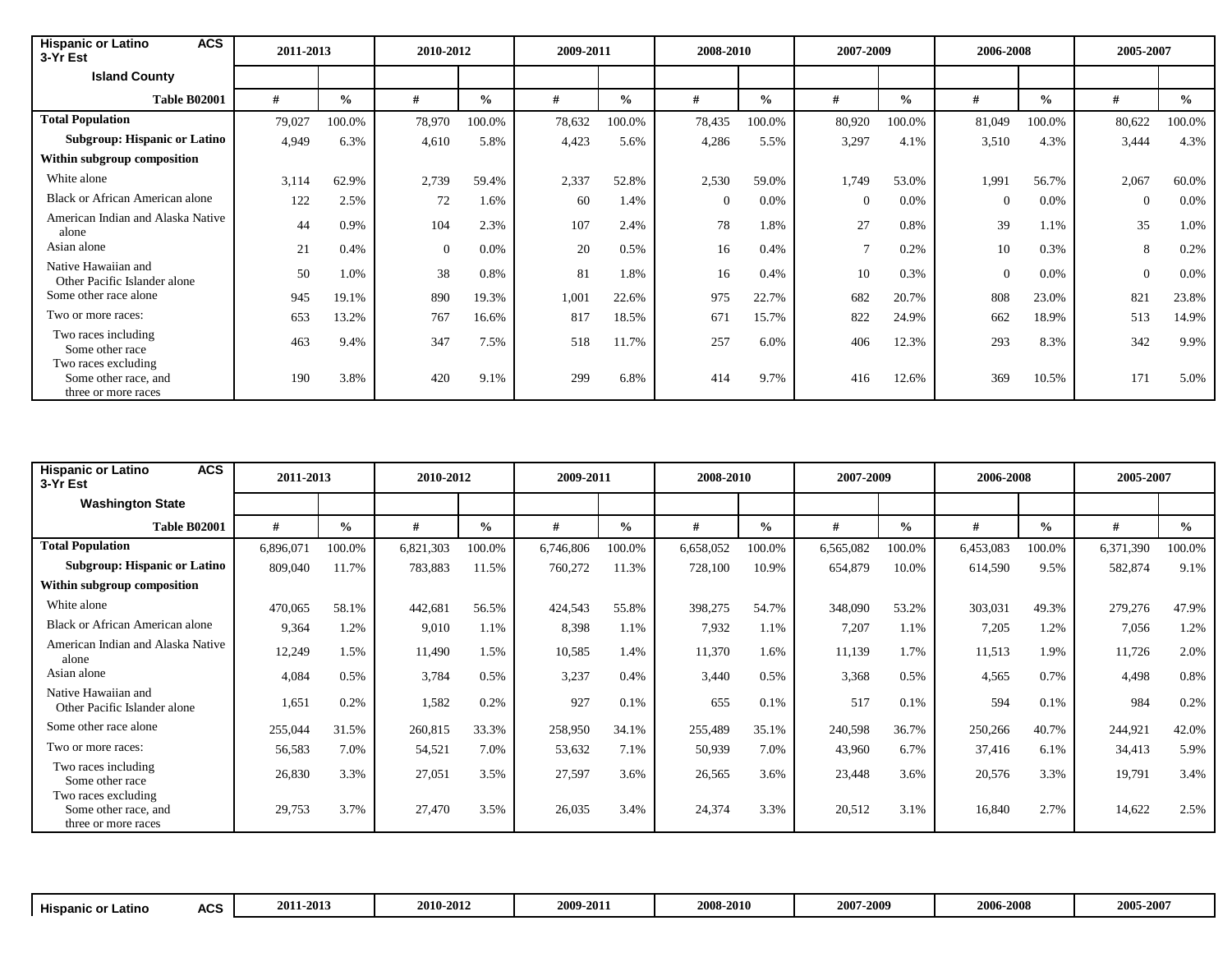| Hispanic or Latino ACS 3-Yr Est | 2011-2013 | | 2010-2012 | | 2009-2011 | | 2008-2010 | | 2007-2009 | | 2006-2008 | | 2005-2007 | |
|---|---|---|---|---|---|---|---|---|---|---|---|---|---|---|
| **Island County** | | | | | | | | | | | | | | |
| **Table B02001** | **#** | **%** | **#** | **%** | **#** | **%** | **#** | **%** | **#** | **%** | **#** | **%** | **#** | **%** |
| **Total Population** | 79,027 | 100.0% | 78,970 | 100.0% | 78,632 | 100.0% | 78,435 | 100.0% | 80,920 | 100.0% | 81,049 | 100.0% | 80,622 | 100.0% |
| **Subgroup: Hispanic or Latino** | 4,949 | 6.3% | 4,610 | 5.8% | 4,423 | 5.6% | 4,286 | 5.5% | 3,297 | 4.1% | 3,510 | 4.3% | 3,444 | 4.3% |
| **Within subgroup composition** | | | | | | | | | | | | | | |
| White alone | 3,114 | 62.9% | 2,739 | 59.4% | 2,337 | 52.8% | 2,530 | 59.0% | 1,749 | 53.0% | 1,991 | 56.7% | 2,067 | 60.0% |
| Black or African American alone | 122 | 2.5% | 72 | 1.6% | 60 | 1.4% | 0 | 0.0% | 0 | 0.0% | 0 | 0.0% | 0 | 0.0% |
| American Indian and Alaska Native alone | 44 | 0.9% | 104 | 2.3% | 107 | 2.4% | 78 | 1.8% | 27 | 0.8% | 39 | 1.1% | 35 | 1.0% |
| Asian alone | 21 | 0.4% | 0 | 0.0% | 20 | 0.5% | 16 | 0.4% | 7 | 0.2% | 10 | 0.3% | 8 | 0.2% |
| Native Hawaiian and Other Pacific Islander alone | 50 | 1.0% | 38 | 0.8% | 81 | 1.8% | 16 | 0.4% | 10 | 0.3% | 0 | 0.0% | 0 | 0.0% |
| Some other race alone | 945 | 19.1% | 890 | 19.3% | 1,001 | 22.6% | 975 | 22.7% | 682 | 20.7% | 808 | 23.0% | 821 | 23.8% |
| Two or more races: | 653 | 13.2% | 767 | 16.6% | 817 | 18.5% | 671 | 15.7% | 822 | 24.9% | 662 | 18.9% | 513 | 14.9% |
| Two races including Some other race | 463 | 9.4% | 347 | 7.5% | 518 | 11.7% | 257 | 6.0% | 406 | 12.3% | 293 | 8.3% | 342 | 9.9% |
| Two races excluding Some other race, and three or more races | 190 | 3.8% | 420 | 9.1% | 299 | 6.8% | 414 | 9.7% | 416 | 12.6% | 369 | 10.5% | 171 | 5.0% |

| Hispanic or Latino ACS 3-Yr Est | 2011-2013 | | 2010-2012 | | 2009-2011 | | 2008-2010 | | 2007-2009 | | 2006-2008 | | 2005-2007 | |
|---|---|---|---|---|---|---|---|---|---|---|---|---|---|---|
| **Washington State** | | | | | | | | | | | | | | |
| **Table B02001** | **#** | **%** | **#** | **%** | **#** | **%** | **#** | **%** | **#** | **%** | **#** | **%** | **#** | **%** |
| **Total Population** | 6,896,071 | 100.0% | 6,821,303 | 100.0% | 6,746,806 | 100.0% | 6,658,052 | 100.0% | 6,565,082 | 100.0% | 6,453,083 | 100.0% | 6,371,390 | 100.0% |
| **Subgroup: Hispanic or Latino** | 809,040 | 11.7% | 783,883 | 11.5% | 760,272 | 11.3% | 728,100 | 10.9% | 654,879 | 10.0% | 614,590 | 9.5% | 582,874 | 9.1% |
| **Within subgroup composition** | | | | | | | | | | | | | | |
| White alone | 470,065 | 58.1% | 442,681 | 56.5% | 424,543 | 55.8% | 398,275 | 54.7% | 348,090 | 53.2% | 303,031 | 49.3% | 279,276 | 47.9% |
| Black or African American alone | 9,364 | 1.2% | 9,010 | 1.1% | 8,398 | 1.1% | 7,932 | 1.1% | 7,207 | 1.1% | 7,205 | 1.2% | 7,056 | 1.2% |
| American Indian and Alaska Native alone | 12,249 | 1.5% | 11,490 | 1.5% | 10,585 | 1.4% | 11,370 | 1.6% | 11,139 | 1.7% | 11,513 | 1.9% | 11,726 | 2.0% |
| Asian alone | 4,084 | 0.5% | 3,784 | 0.5% | 3,237 | 0.4% | 3,440 | 0.5% | 3,368 | 0.5% | 4,565 | 0.7% | 4,498 | 0.8% |
| Native Hawaiian and Other Pacific Islander alone | 1,651 | 0.2% | 1,582 | 0.2% | 927 | 0.1% | 655 | 0.1% | 517 | 0.1% | 594 | 0.1% | 984 | 0.2% |
| Some other race alone | 255,044 | 31.5% | 260,815 | 33.3% | 258,950 | 34.1% | 255,489 | 35.1% | 240,598 | 36.7% | 250,266 | 40.7% | 244,921 | 42.0% |
| Two or more races: | 56,583 | 7.0% | 54,521 | 7.0% | 53,632 | 7.1% | 50,939 | 7.0% | 43,960 | 6.7% | 37,416 | 6.1% | 34,413 | 5.9% |
| Two races including Some other race | 26,830 | 3.3% | 27,051 | 3.5% | 27,597 | 3.6% | 26,565 | 3.6% | 23,448 | 3.6% | 20,576 | 3.3% | 19,791 | 3.4% |
| Two races excluding Some other race, and three or more races | 29,753 | 3.7% | 27,470 | 3.5% | 26,035 | 3.4% | 24,374 | 3.3% | 20,512 | 3.1% | 16,840 | 2.7% | 14,622 | 2.5% |

| Hispanic or Latino ACS | 2011-2013 | 2010-2012 | 2009-2011 | 2008-2010 | 2007-2009 | 2006-2008 | 2005-2007 |
|---|---|---|---|---|---|---|---|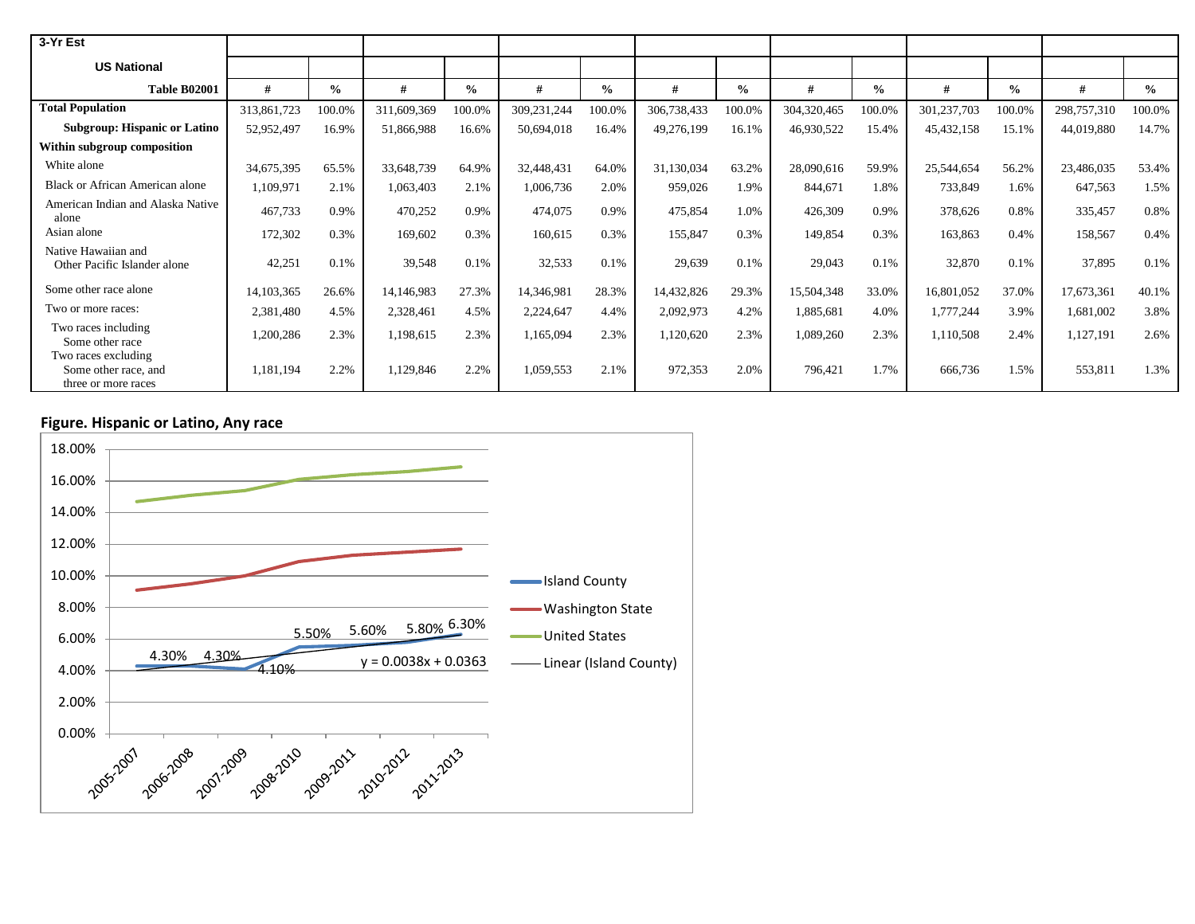| 3-Yr Est<br>US National<br>Table B02001 | # | % | # | % | # | % | # | % | # | % | # | % | # | % |
|---|---|---|---|---|---|---|---|---|---|---|---|---|---|---|
| **Total Population** | 313,861,723 | 100.0% | 311,609,369 | 100.0% | 309,231,244 | 100.0% | 306,738,433 | 100.0% | 304,320,465 | 100.0% | 301,237,703 | 100.0% | 298,757,310 | 100.0% |
| **Subgroup: Hispanic or Latino** | 52,952,497 | 16.9% | 51,866,988 | 16.6% | 50,694,018 | 16.4% | 49,276,199 | 16.1% | 46,930,522 | 15.4% | 45,432,158 | 15.1% | 44,019,880 | 14.7% |
| **Within subgroup composition** | | | | | | | | | | | | | | |
| White alone | 34,675,395 | 65.5% | 33,648,739 | 64.9% | 32,448,431 | 64.0% | 31,130,034 | 63.2% | 28,090,616 | 59.9% | 25,544,654 | 56.2% | 23,486,035 | 53.4% |
| Black or African American alone | 1,109,971 | 2.1% | 1,063,403 | 2.1% | 1,006,736 | 2.0% | 959,026 | 1.9% | 844,671 | 1.8% | 733,849 | 1.6% | 647,563 | 1.5% |
| American Indian and Alaska Native alone | 467,733 | 0.9% | 470,252 | 0.9% | 474,075 | 0.9% | 475,854 | 1.0% | 426,309 | 0.9% | 378,626 | 0.8% | 335,457 | 0.8% |
| Asian alone | 172,302 | 0.3% | 169,602 | 0.3% | 160,615 | 0.3% | 155,847 | 0.3% | 149,854 | 0.3% | 163,863 | 0.4% | 158,567 | 0.4% |
| Native Hawaiian and Other Pacific Islander alone | 42,251 | 0.1% | 39,548 | 0.1% | 32,533 | 0.1% | 29,639 | 0.1% | 29,043 | 0.1% | 32,870 | 0.1% | 37,895 | 0.1% |
| Some other race alone | 14,103,365 | 26.6% | 14,146,983 | 27.3% | 14,346,981 | 28.3% | 14,432,826 | 29.3% | 15,504,348 | 33.0% | 16,801,052 | 37.0% | 17,673,361 | 40.1% |
| Two or more races: | 2,381,480 | 4.5% | 2,328,461 | 4.5% | 2,224,647 | 4.4% | 2,092,973 | 4.2% | 1,885,681 | 4.0% | 1,777,244 | 3.9% | 1,681,002 | 3.8% |
| Two races including Some other race | 1,200,286 | 2.3% | 1,198,615 | 2.3% | 1,165,094 | 2.3% | 1,120,620 | 2.3% | 1,089,260 | 2.3% | 1,110,508 | 2.4% | 1,127,191 | 2.6% |
| Two races excluding Some other race, and three or more races | 1,181,194 | 2.2% | 1,129,846 | 2.2% | 1,059,553 | 2.1% | 972,353 | 2.0% | 796,421 | 1.7% | 666,736 | 1.5% | 553,811 | 1.3% |

**Figure. Hispanic or Latino, Any race**

18.00%
16.00%
14.00%
12.00%
10.00%
8.00%
6.00%
4.00%
2.00%
0.00%

2005-2007
2006-2008
2007-2009
2008-2010
2009-2011
2010-2012
2011-2013

4.30% 4.30% 4.10% 5.50% 5.60% 5.80% 6.30%

y = 0.0038x + 0.0363

Island County
Washington State
United States
Linear (Island County)